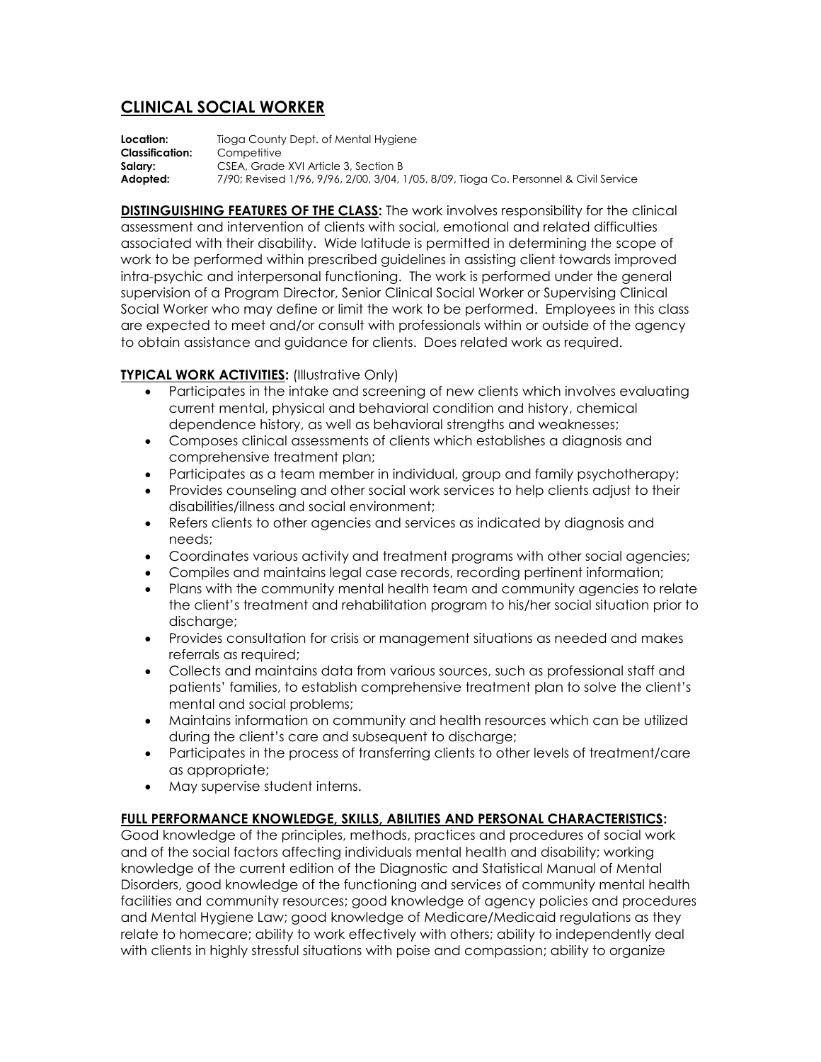# CLINICAL SOCIAL WORKER

**Location:** Tioga County Dept. of Mental Hygiene
**Classification:** Competitive
**Salary:** CSEA, Grade XVI Article 3, Section B
**Adopted:** 7/90; Revised 1/96, 9/96, 2/00, 3/04, 1/05, 8/09, Tioga Co. Personnel & Civil Service

**DISTINGUISHING FEATURES OF THE CLASS:** The work involves responsibility for the clinical assessment and intervention of clients with social, emotional and related difficulties associated with their disability. Wide latitude is permitted in determining the scope of work to be performed within prescribed guidelines in assisting client towards improved intra-psychic and interpersonal functioning. The work is performed under the general supervision of a Program Director, Senior Clinical Social Worker or Supervising Clinical Social Worker who may define or limit the work to be performed. Employees in this class are expected to meet and/or consult with professionals within or outside of the agency to obtain assistance and guidance for clients. Does related work as required.

**TYPICAL WORK ACTIVITIES:** (Illustrative Only)

- Participates in the intake and screening of new clients which involves evaluating current mental, physical and behavioral condition and history, chemical dependence history, as well as behavioral strengths and weaknesses;
- Composes clinical assessments of clients which establishes a diagnosis and comprehensive treatment plan;
- Participates as a team member in individual, group and family psychotherapy;
- Provides counseling and other social work services to help clients adjust to their disabilities/illness and social environment;
- Refers clients to other agencies and services as indicated by diagnosis and needs;
- Coordinates various activity and treatment programs with other social agencies;
- Compiles and maintains legal case records, recording pertinent information;
- Plans with the community mental health team and community agencies to relate the client's treatment and rehabilitation program to his/her social situation prior to discharge;
- Provides consultation for crisis or management situations as needed and makes referrals as required;
- Collects and maintains data from various sources, such as professional staff and patients' families, to establish comprehensive treatment plan to solve the client's mental and social problems;
- Maintains information on community and health resources which can be utilized during the client's care and subsequent to discharge;
- Participates in the process of transferring clients to other levels of treatment/care as appropriate;
- May supervise student interns.

**FULL PERFORMANCE KNOWLEDGE, SKILLS, ABILITIES AND PERSONAL CHARACTERISTICS:**
Good knowledge of the principles, methods, practices and procedures of social work and of the social factors affecting individuals mental health and disability; working knowledge of the current edition of the Diagnostic and Statistical Manual of Mental Disorders, good knowledge of the functioning and services of community mental health facilities and community resources; good knowledge of agency policies and procedures and Mental Hygiene Law; good knowledge of Medicare/Medicaid regulations as they relate to homecare; ability to work effectively with others; ability to independently deal with clients in highly stressful situations with poise and compassion; ability to organize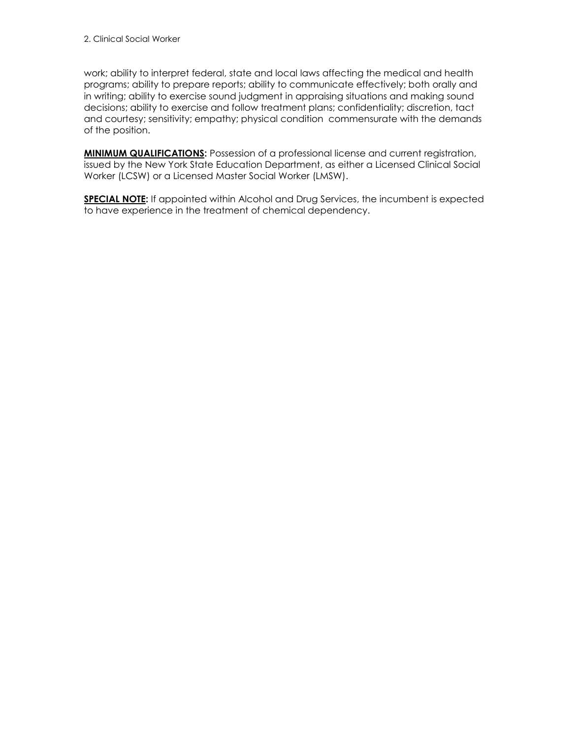work; ability to interpret federal, state and local laws affecting the medical and health programs; ability to prepare reports; ability to communicate effectively; both orally and in writing; ability to exercise sound judgment in appraising situations and making sound decisions; ability to exercise and follow treatment plans; confidentiality; discretion, tact and courtesy; sensitivity; empathy; physical condition commensurate with the demands of the position.

**MINIMUM QUALIFICATIONS:** Possession of a professional license and current registration, issued by the New York State Education Department, as either a Licensed Clinical Social Worker (LCSW) or a Licensed Master Social Worker (LMSW).

**SPECIAL NOTE:** If appointed within Alcohol and Drug Services, the incumbent is expected to have experience in the treatment of chemical dependency.